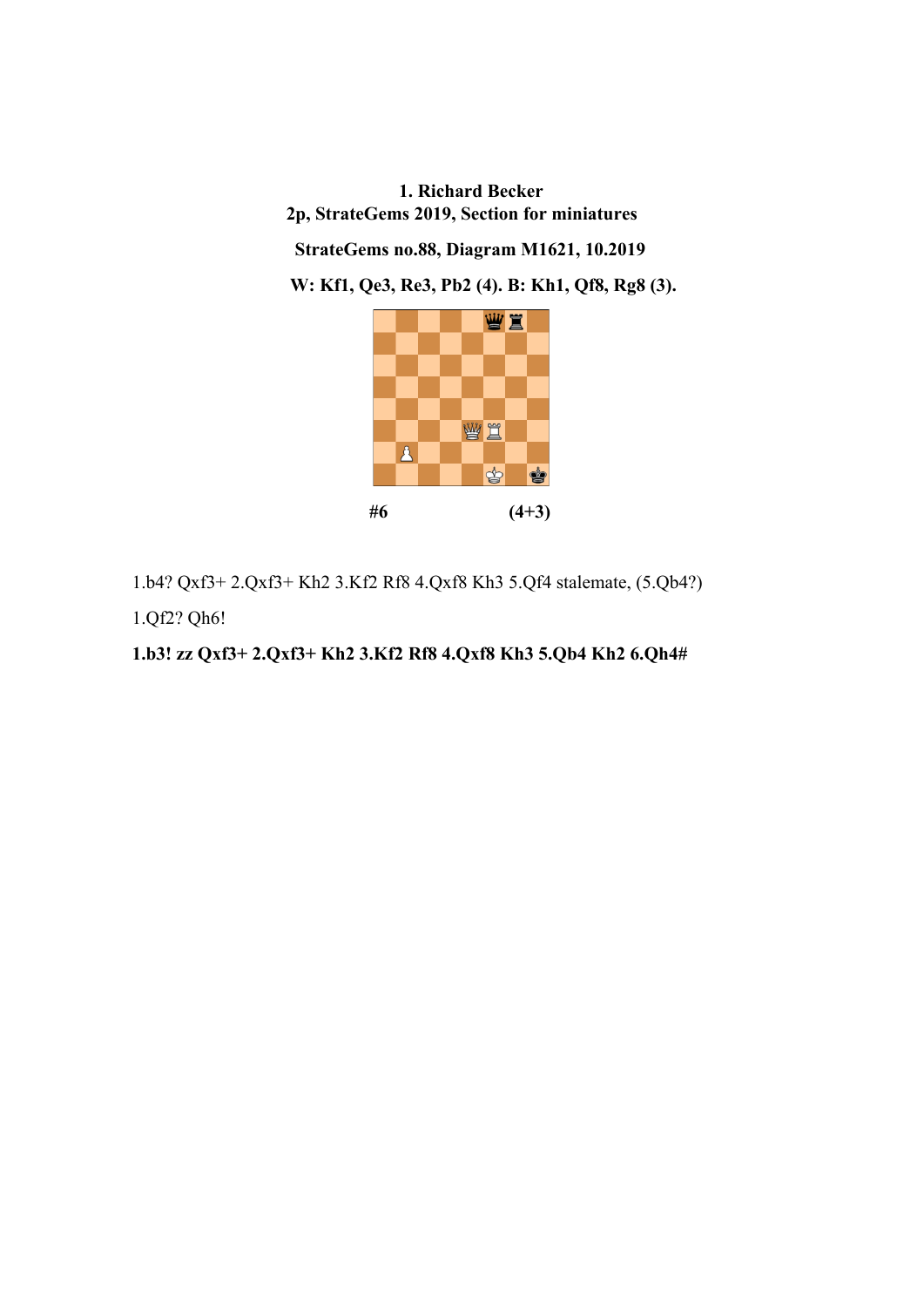**1. Richard Becker**
**2p, StrateGems 2019, Section for miniatures**

**StrateGems no.88, Diagram M1621, 10.2019**

**W: Kf1, Qe3, Re3, Pb2 (4). B: Kh1, Qf8, Rg8 (3).**

**#6** **(4+3)**

1.b4? Qxf3+ 2.Qxf3+ Kh2 3.Kf2 Rf8 4.Qxf8 Kh3 5.Qf4 stalemate, (5.Qb4?)

1.Qf2? Qh6!

**1.b3! zz Qxf3+ 2.Qxf3+ Kh2 3.Kf2 Rf8 4.Qxf8 Kh3 5.Qb4 Kh2 6.Qh4#**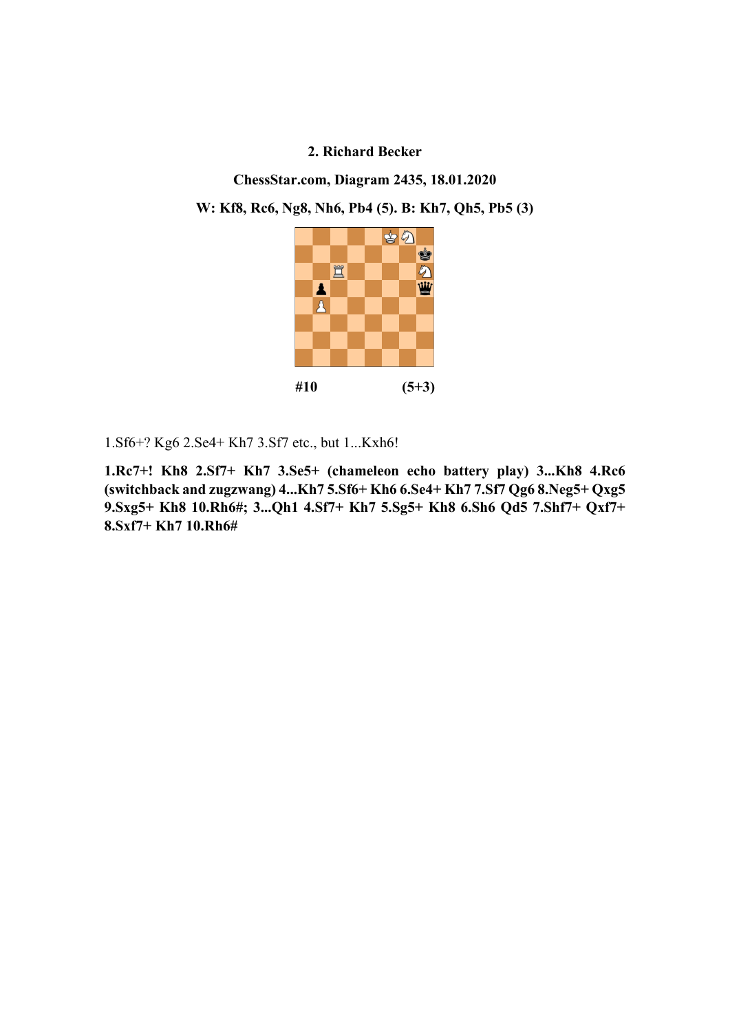**2. Richard Becker**

**ChessStar.com, Diagram 2435, 18.01.2020**

**W: Kf8, Rc6, Ng8, Nh6, Pb4 (5). B: Kh7, Qh5, Pb5 (3)**

**#10 (5+3)**

1.Sf6+? Kg6 2.Se4+ Kh7 3.Sf7 etc., but 1...Kxh6!

**1.Rc7+! Kh8 2.Sf7+ Kh7 3.Se5+ (chameleon echo battery play) 3...Kh8 4.Rc6 (switchback and zugzwang) 4...Kh7 5.Sf6+ Kh6 6.Se4+ Kh7 7.Sf7 Qg6 8.Neg5+ Qxg5 9.Sxg5+ Kh8 10.Rh6#; 3...Qh1 4.Sf7+ Kh7 5.Sg5+ Kh8 6.Sh6 Qd5 7.Shf7+ Qxf7+ 8.Sxf7+ Kh7 10.Rh6#**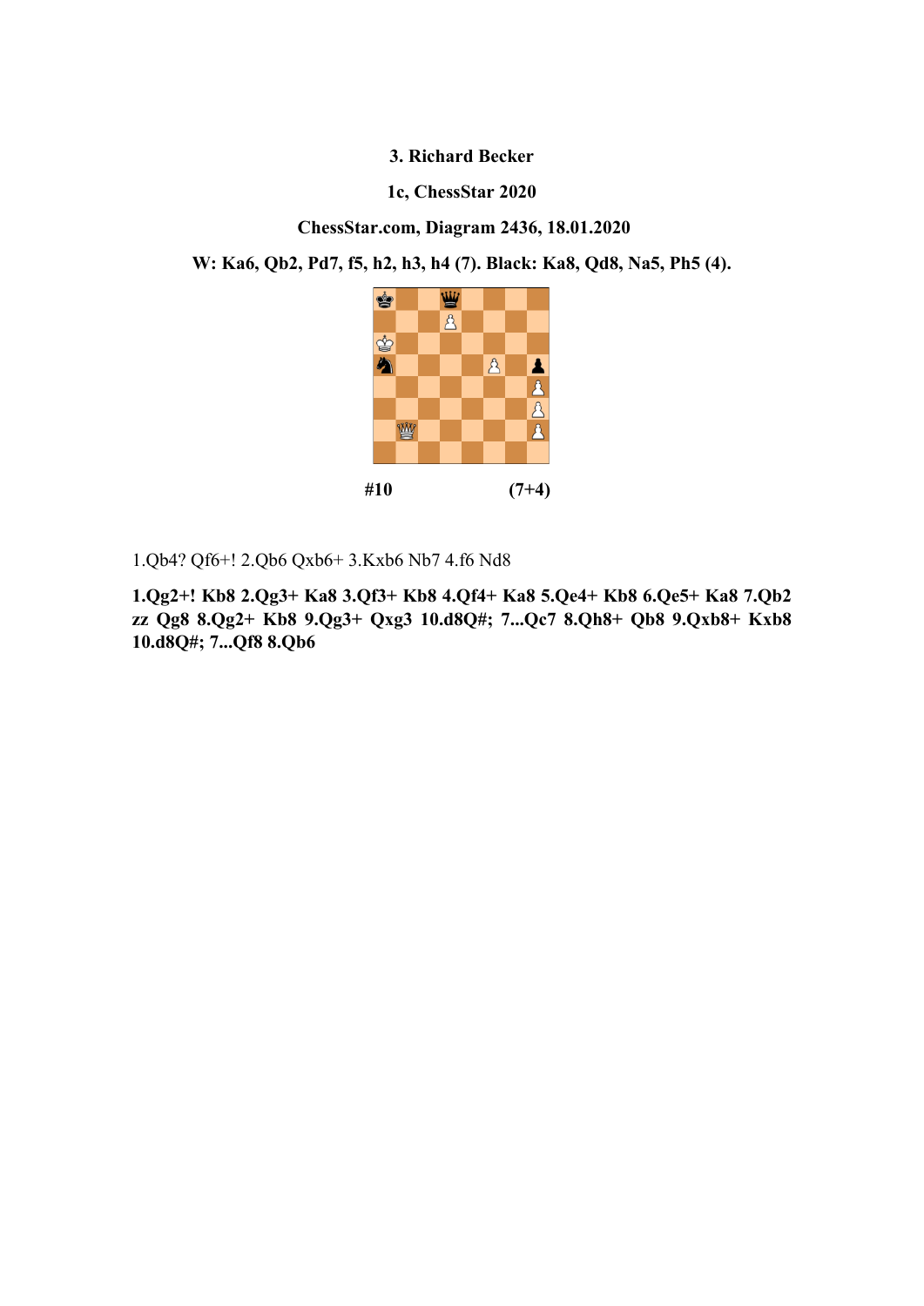**3. Richard Becker**

**1c, ChessStar 2020**

**ChessStar.com, Diagram 2436, 18.01.2020**

**W: Ka6, Qb2, Pd7, f5, h2, h3, h4 (7). Black: Ka8, Qd8, Na5, Ph5 (4).**

**#10** **(7+4)**

1.Qb4? Qf6+! 2.Qb6 Qxb6+ 3.Kxb6 Nb7 4.f6 Nd8

**1.Qg2+! Kb8 2.Qg3+ Ka8 3.Qf3+ Kb8 4.Qf4+ Ka8 5.Qe4+ Kb8 6.Qe5+ Ka8 7.Qb2 zz Qg8 8.Qg2+ Kb8 9.Qg3+ Qxg3 10.d8Q#; 7...Qc7 8.Qh8+ Qb8 9.Qxb8+ Kxb8 10.d8Q#; 7...Qf8 8.Qb6**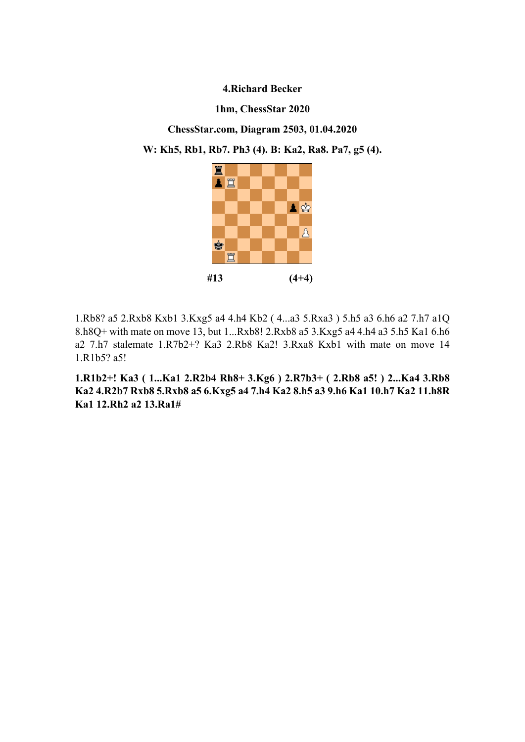**4.Richard Becker**

**1hm, ChessStar 2020**

**ChessStar.com, Diagram 2503, 01.04.2020**

**W: Kh5, Rb1, Rb7. Ph3 (4). B: Ka2, Ra8. Pa7, g5 (4).**

**#13** **(4+4)**

1.Rb8? a5 2.Rxb8 Kxb1 3.Kxg5 a4 4.h4 Kb2 ( 4...a3 5.Rxa3 ) 5.h5 a3 6.h6 a2 7.h7 a1Q 8.h8Q+ with mate on move 13, but 1...Rxb8! 2.Rxb8 a5 3.Kxg5 a4 4.h4 a3 5.h5 Ka1 6.h6 a2 7.h7 stalemate 1.R7b2+? Ka3 2.Rb8 Ka2! 3.Rxa8 Kxb1 with mate on move 14 1.R1b5? a5!

**1.R1b2+! Ka3 ( 1...Ka1 2.R2b4 Rh8+ 3.Kg6 ) 2.R7b3+ ( 2.Rb8 a5! ) 2...Ka4 3.Rb8 Ka2 4.R2b7 Rxb8 5.Rxb8 a5 6.Kxg5 a4 7.h4 Ka2 8.h5 a3 9.h6 Ka1 10.h7 Ka2 11.h8R Ka1 12.Rh2 a2 13.Ra1#**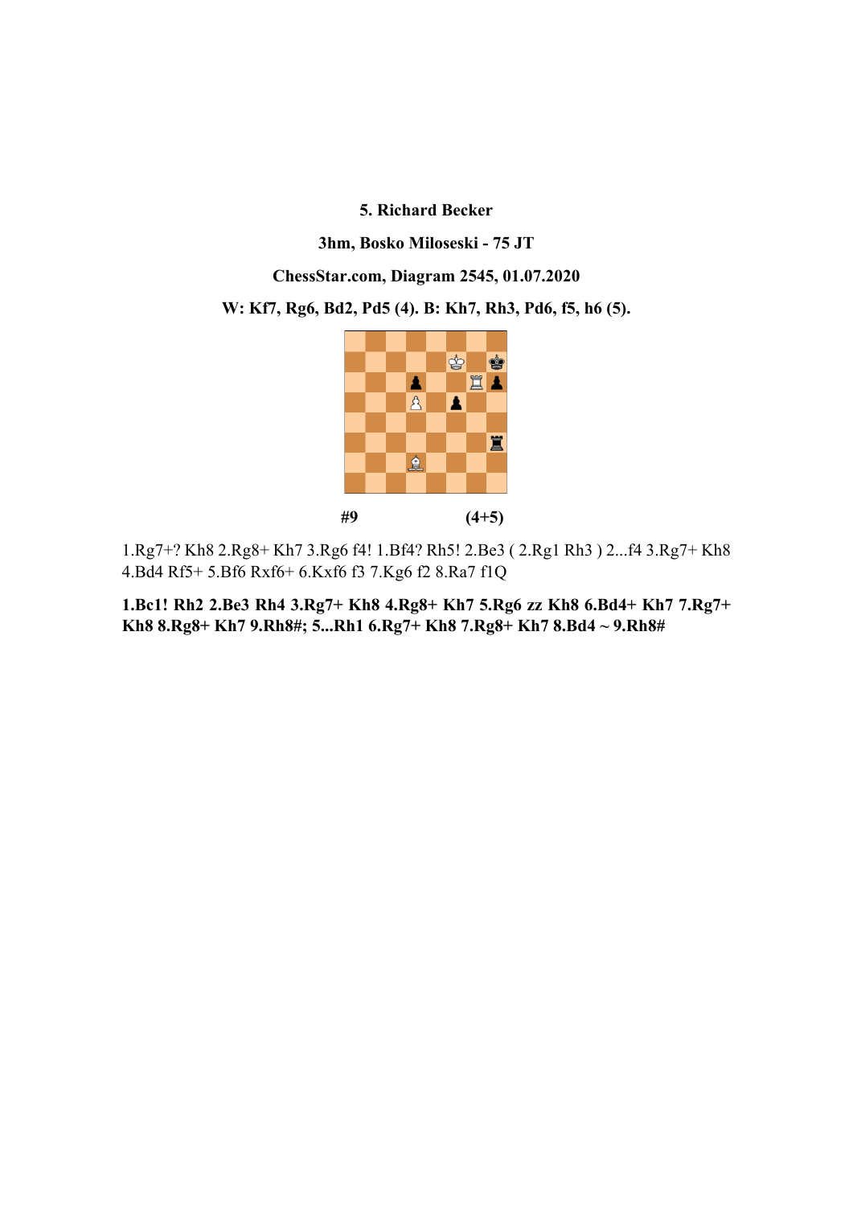**5. Richard Becker**

**3hm, Bosko Miloseski - 75 JT**

**ChessStar.com, Diagram 2545, 01.07.2020**

**W: Kf7, Rg6, Bd2, Pd5 (4). B: Kh7, Rh3, Pd6, f5, h6 (5).**

**#9** **(4+5)**

1.Rg7+? Kh8 2.Rg8+ Kh7 3.Rg6 f4! 1.Bf4? Rh5! 2.Be3 ( 2.Rg1 Rh3 ) 2...f4 3.Rg7+ Kh8 4.Bd4 Rf5+ 5.Bf6 Rxf6+ 6.Kxf6 f3 7.Kg6 f2 8.Ra7 f1Q

**1.Bc1! Rh2 2.Be3 Rh4 3.Rg7+ Kh8 4.Rg8+ Kh7 5.Rg6 zz Kh8 6.Bd4+ Kh7 7.Rg7+ Kh8 8.Rg8+ Kh7 9.Rh8#; 5...Rh1 6.Rg7+ Kh8 7.Rg8+ Kh7 8.Bd4 ~ 9.Rh8#**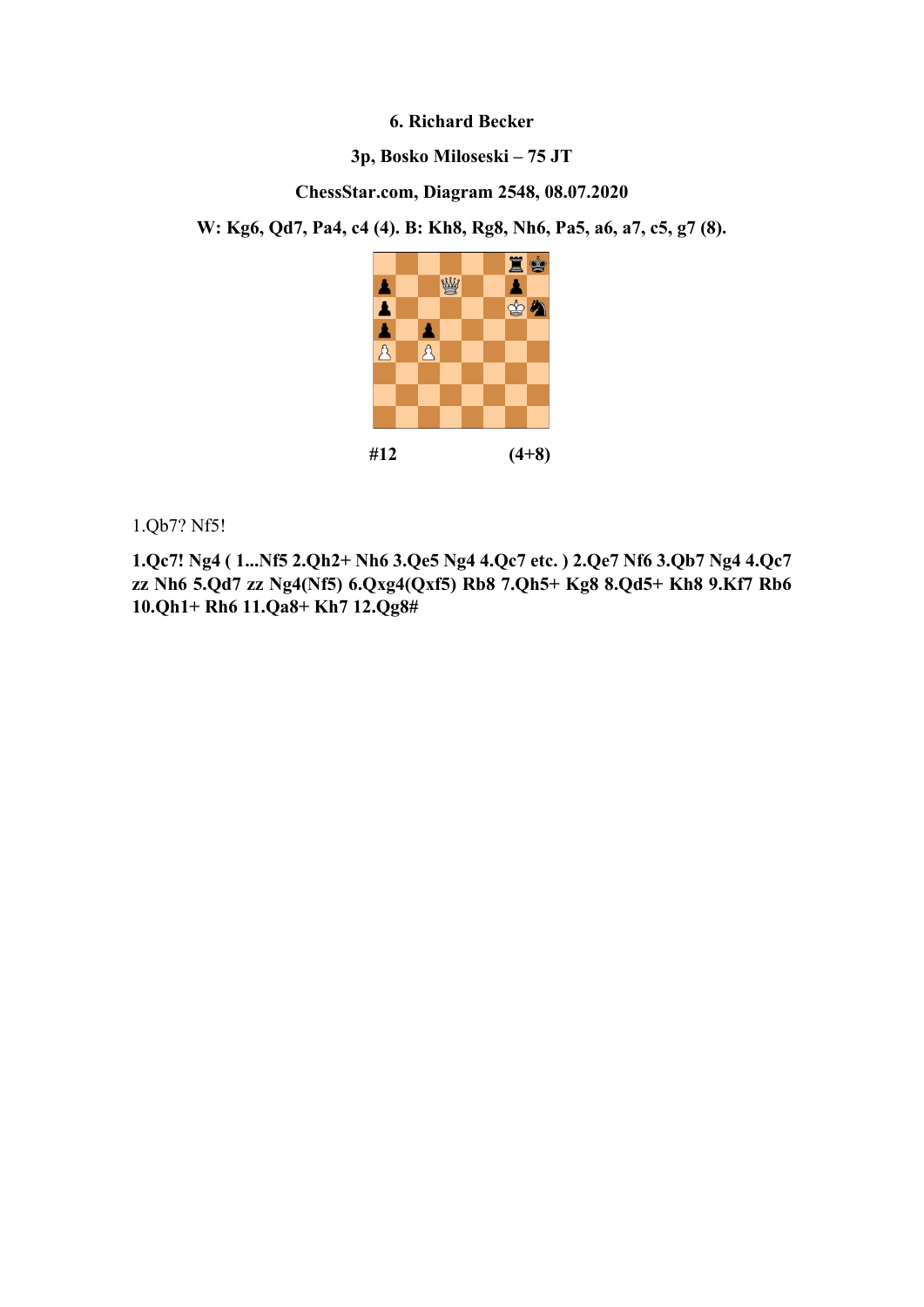**6. Richard Becker**

**3p, Bosko Miloseski – 75 JT**

**ChessStar.com, Diagram 2548, 08.07.2020**

**W: Kg6, Qd7, Pa4, c4 (4). B: Kh8, Rg8, Nh6, Pa5, a6, a7, c5, g7 (8).**

**#12** **(4+8)**

1.Qb7? Nf5!

**1.Qc7! Ng4 ( 1...Nf5 2.Qh2+ Nh6 3.Qe5 Ng4 4.Qc7 etc. ) 2.Qe7 Nf6 3.Qb7 Ng4 4.Qc7 zz Nh6 5.Qd7 zz Ng4(Nf5) 6.Qxg4(Qxf5) Rb8 7.Qh5+ Kg8 8.Qd5+ Kh8 9.Kf7 Rb6 10.Qh1+ Rh6 11.Qa8+ Kh7 12.Qg8#**